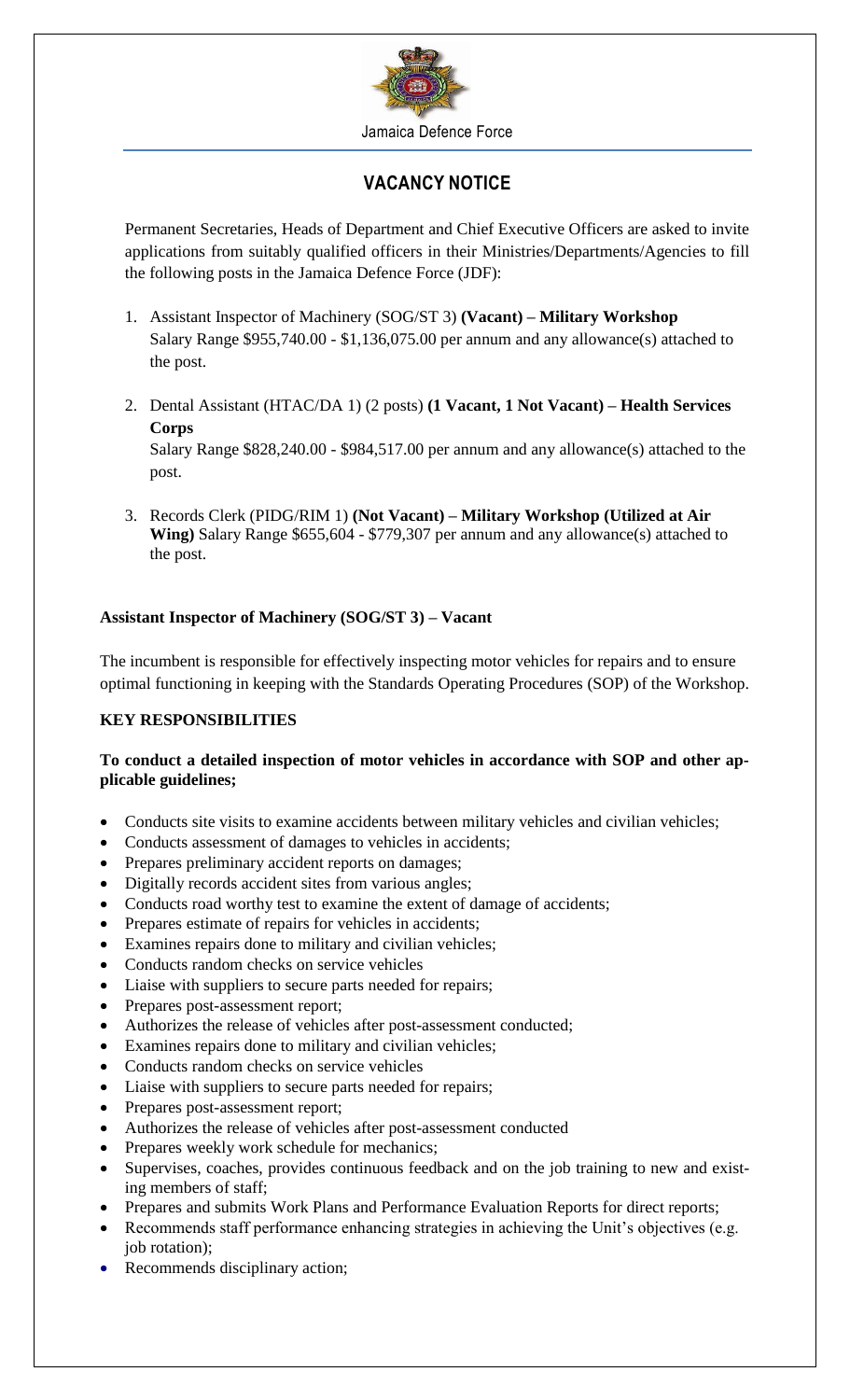Jamaica Defence Force

# VACANCY NOTICE

Permanent Secretaries, Heads of Department and Chief Executive Officers are asked to invite applications from suitably qualified officers in their Ministries/Departments/Agencies to fill the following posts in the Jamaica Defence Force (JDF):

1. Assistant Inspector of Machinery (SOG/ST 3) **(Vacant) – Military Workshop** Salary Range $955,740.00 - $1,136,075.00 per annum and any allowance(s) attached to the post.

2. Dental Assistant (HTAC/DA 1) (2 posts) **(1 Vacant, 1 Not Vacant) – Health Services Corps** Salary Range $828,240.00 - $984,517.00 per annum and any allowance(s) attached to the post.

3. Records Clerk (PIDG/RIM 1) **(Not Vacant) – Military Workshop (Utilized at Air Wing)** Salary Range $655,604 - $779,307 per annum and any allowance(s) attached to the post.

**Assistant Inspector of Machinery (SOG/ST 3) – Vacant**

The incumbent is responsible for effectively inspecting motor vehicles for repairs and to ensure optimal functioning in keeping with the Standards Operating Procedures (SOP) of the Workshop.

**KEY RESPONSIBILITIES**

**To conduct a detailed inspection of motor vehicles in accordance with SOP and other applicable guidelines;**

- Conducts site visits to examine accidents between military vehicles and civilian vehicles;
- Conducts assessment of damages to vehicles in accidents;
- Prepares preliminary accident reports on damages;
- Digitally records accident sites from various angles;
- Conducts road worthy test to examine the extent of damage of accidents;
- Prepares estimate of repairs for vehicles in accidents;
- Examines repairs done to military and civilian vehicles;
- Conducts random checks on service vehicles
- Liaise with suppliers to secure parts needed for repairs;
- Prepares post-assessment report;
- Authorizes the release of vehicles after post-assessment conducted;
- Examines repairs done to military and civilian vehicles;
- Conducts random checks on service vehicles
- Liaise with suppliers to secure parts needed for repairs;
- Prepares post-assessment report;
- Authorizes the release of vehicles after post-assessment conducted
- Prepares weekly work schedule for mechanics;
- Supervises, coaches, provides continuous feedback and on the job training to new and existing members of staff;
- Prepares and submits Work Plans and Performance Evaluation Reports for direct reports;
- Recommends staff performance enhancing strategies in achieving the Unit's objectives (e.g. job rotation);
- Recommends disciplinary action;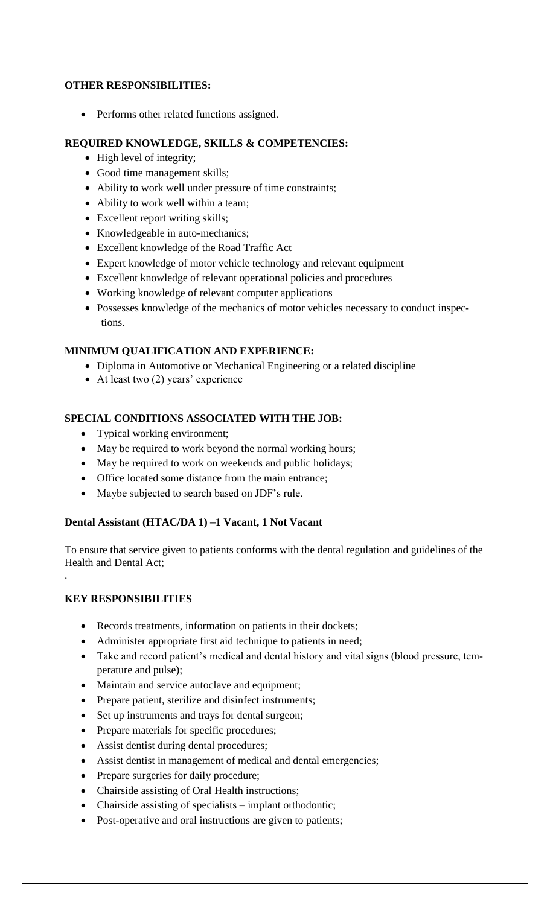**OTHER RESPONSIBILITIES:**

- Performs other related functions assigned.

**REQUIRED KNOWLEDGE, SKILLS & COMPETENCIES:**

- High level of integrity;
- Good time management skills;
- Ability to work well under pressure of time constraints;
- Ability to work well within a team;
- Excellent report writing skills;
- Knowledgeable in auto-mechanics;
- Excellent knowledge of the Road Traffic Act
- Expert knowledge of motor vehicle technology and relevant equipment
- Excellent knowledge of relevant operational policies and procedures
- Working knowledge of relevant computer applications
- Possesses knowledge of the mechanics of motor vehicles necessary to conduct inspections.

**MINIMUM QUALIFICATION AND EXPERIENCE:**

- Diploma in Automotive or Mechanical Engineering or a related discipline
- At least two (2) years' experience

**SPECIAL CONDITIONS ASSOCIATED WITH THE JOB:**

- Typical working environment;
- May be required to work beyond the normal working hours;
- May be required to work on weekends and public holidays;
- Office located some distance from the main entrance;
- Maybe subjected to search based on JDF's rule.

**Dental Assistant (HTAC/DA 1) –1 Vacant, 1 Not Vacant**

To ensure that service given to patients conforms with the dental regulation and guidelines of the Health and Dental Act;

.

**KEY RESPONSIBILITIES**

- Records treatments, information on patients in their dockets;
- Administer appropriate first aid technique to patients in need;
- Take and record patient's medical and dental history and vital signs (blood pressure, temperature and pulse);
- Maintain and service autoclave and equipment;
- Prepare patient, sterilize and disinfect instruments;
- Set up instruments and trays for dental surgeon;
- Prepare materials for specific procedures;
- Assist dentist during dental procedures;
- Assist dentist in management of medical and dental emergencies;
- Prepare surgeries for daily procedure;
- Chairside assisting of Oral Health instructions;
- Chairside assisting of specialists – implant orthodontic;
- Post-operative and oral instructions are given to patients;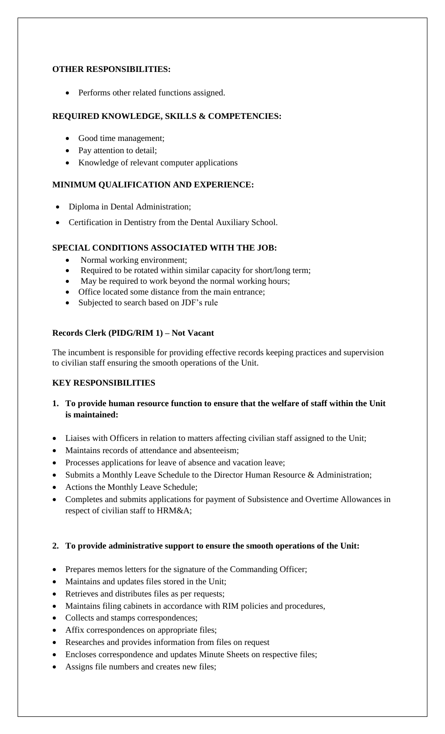**OTHER RESPONSIBILITIES:**

- Performs other related functions assigned.

**REQUIRED KNOWLEDGE, SKILLS & COMPETENCIES:**

- Good time management;
- Pay attention to detail;
- Knowledge of relevant computer applications

**MINIMUM QUALIFICATION AND EXPERIENCE:**

- Diploma in Dental Administration;
- Certification in Dentistry from the Dental Auxiliary School.

**SPECIAL CONDITIONS ASSOCIATED WITH THE JOB:**

- Normal working environment;
- Required to be rotated within similar capacity for short/long term;
- May be required to work beyond the normal working hours;
- Office located some distance from the main entrance;
- Subjected to search based on JDF's rule

**Records Clerk (PIDG/RIM 1) – Not Vacant**

The incumbent is responsible for providing effective records keeping practices and supervision to civilian staff ensuring the smooth operations of the Unit.

**KEY RESPONSIBILITIES**

1. **To provide human resource function to ensure that the welfare of staff within the Unit is maintained:**

- Liaises with Officers in relation to matters affecting civilian staff assigned to the Unit;
- Maintains records of attendance and absenteeism;
- Processes applications for leave of absence and vacation leave;
- Submits a Monthly Leave Schedule to the Director Human Resource & Administration;
- Actions the Monthly Leave Schedule;
- Completes and submits applications for payment of Subsistence and Overtime Allowances in respect of civilian staff to HRM&A;

2. **To provide administrative support to ensure the smooth operations of the Unit:**

- Prepares memos letters for the signature of the Commanding Officer;
- Maintains and updates files stored in the Unit;
- Retrieves and distributes files as per requests;
- Maintains filing cabinets in accordance with RIM policies and procedures,
- Collects and stamps correspondences;
- Affix correspondences on appropriate files;
- Researches and provides information from files on request
- Encloses correspondence and updates Minute Sheets on respective files;
- Assigns file numbers and creates new files;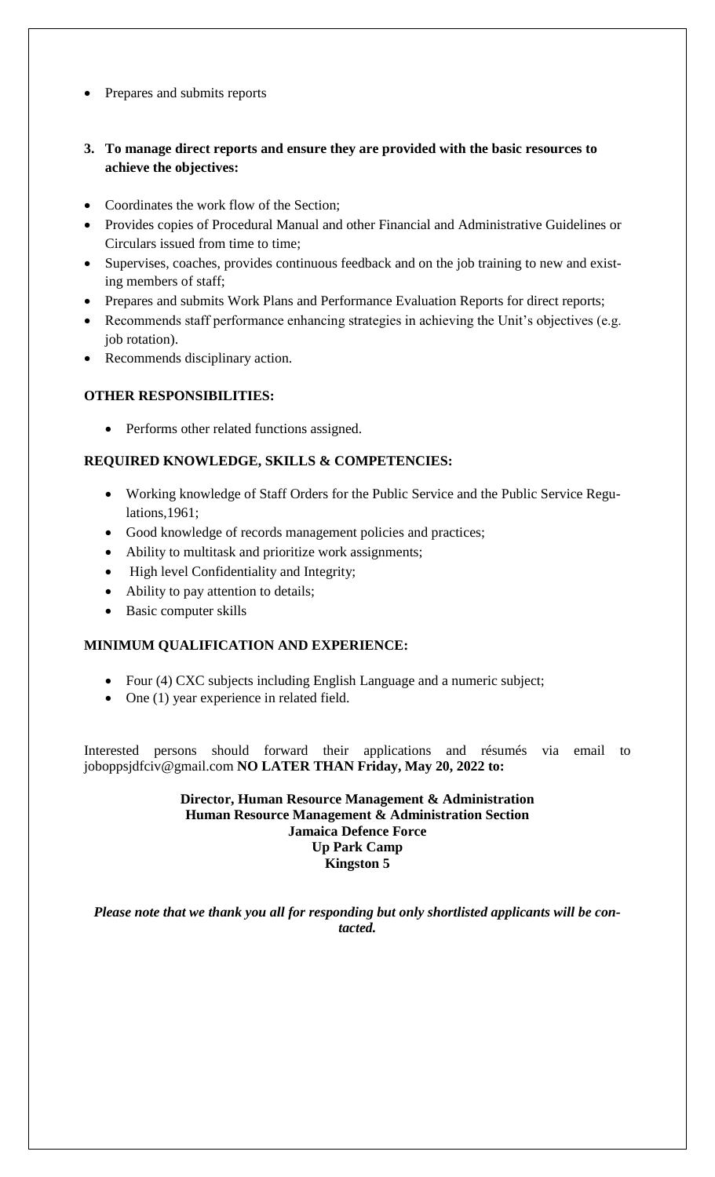- Prepares and submits reports

**3. To manage direct reports and ensure they are provided with the basic resources to achieve the objectives:**

- Coordinates the work flow of the Section;
- Provides copies of Procedural Manual and other Financial and Administrative Guidelines or Circulars issued from time to time;
- Supervises, coaches, provides continuous feedback and on the job training to new and existing members of staff;
- Prepares and submits Work Plans and Performance Evaluation Reports for direct reports;
- Recommends staff performance enhancing strategies in achieving the Unit's objectives (e.g. job rotation).
- Recommends disciplinary action.

**OTHER RESPONSIBILITIES:**

- Performs other related functions assigned.

**REQUIRED KNOWLEDGE, SKILLS & COMPETENCIES:**

- Working knowledge of Staff Orders for the Public Service and the Public Service Regulations,1961;
- Good knowledge of records management policies and practices;
- Ability to multitask and prioritize work assignments;
- High level Confidentiality and Integrity;
- Ability to pay attention to details;
- Basic computer skills

**MINIMUM QUALIFICATION AND EXPERIENCE:**

- Four (4) CXC subjects including English Language and a numeric subject;
- One (1) year experience in related field.

Interested persons should forward their applications and résumés via email to joboppsjdfciv@gmail.com **NO LATER THAN Friday, May 20, 2022 to:**

**Director, Human Resource Management & Administration**
**Human Resource Management & Administration Section**
**Jamaica Defence Force**
**Up Park Camp**
**Kingston 5**

***Please note that we thank you all for responding but only shortlisted applicants will be contacted.***